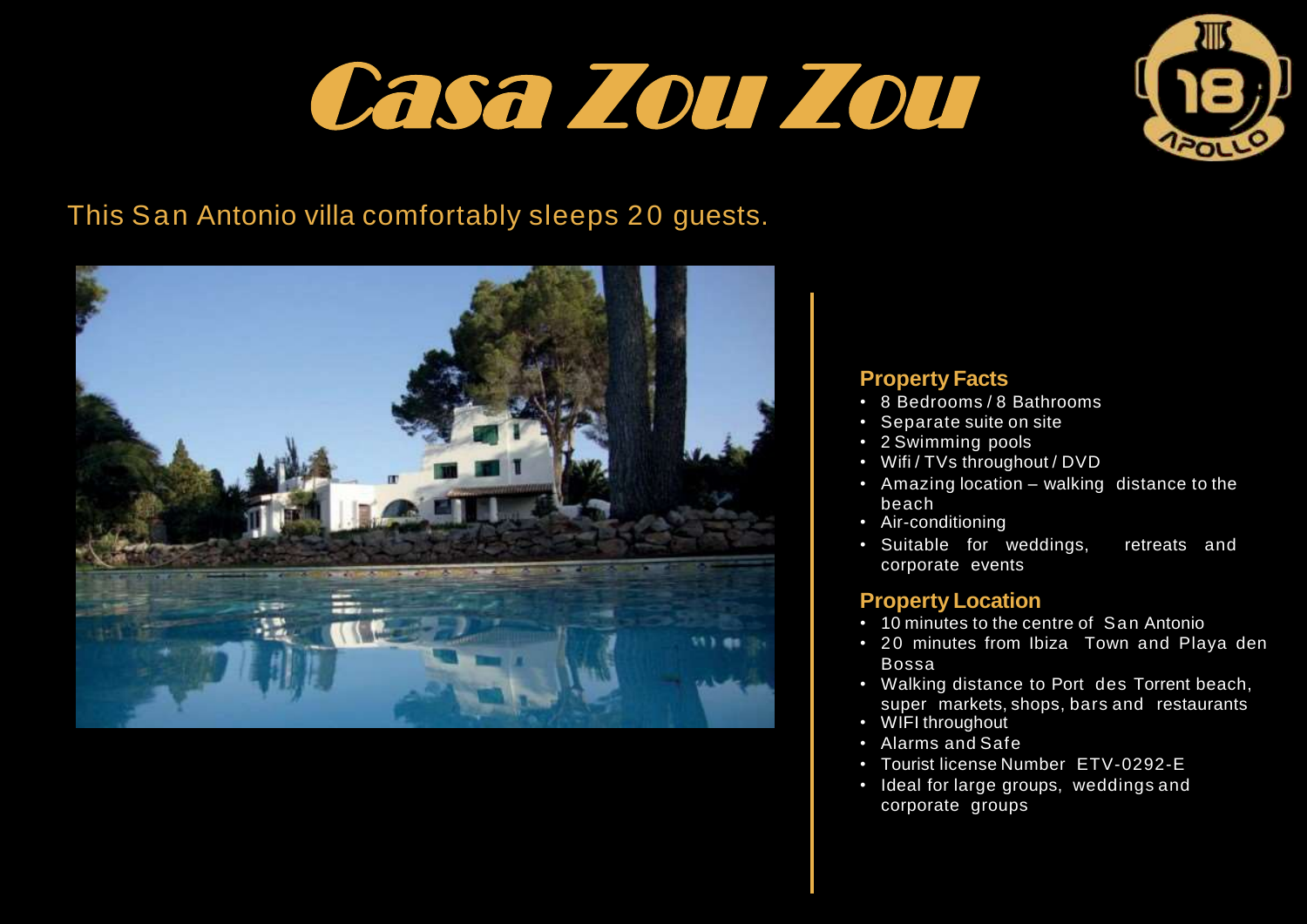# Casa Zou Zou

This San Antonio villa comfortably sleeps 20 guests.

## Property Facts

- 8 Bedrooms / 8 Bathrooms
- Separate suite on site
- 2 Swimming pools
- Wifi / TVs throughout / DVD
- Amazing location – walking distance to the beach
- Air-conditioning
- Suitable for weddings, retreats and corporate events

## Property Location

- 10 minutes to the centre of San Antonio
- 20 minutes from Ibiza Town and Playa den Bossa
- Walking distance to Port des Torrent beach, super markets, shops, bars and restaurants
- WIFI throughout
- Alarms and Safe
- Tourist license Number ETV-0292-E
- Ideal for large groups, weddings and corporate groups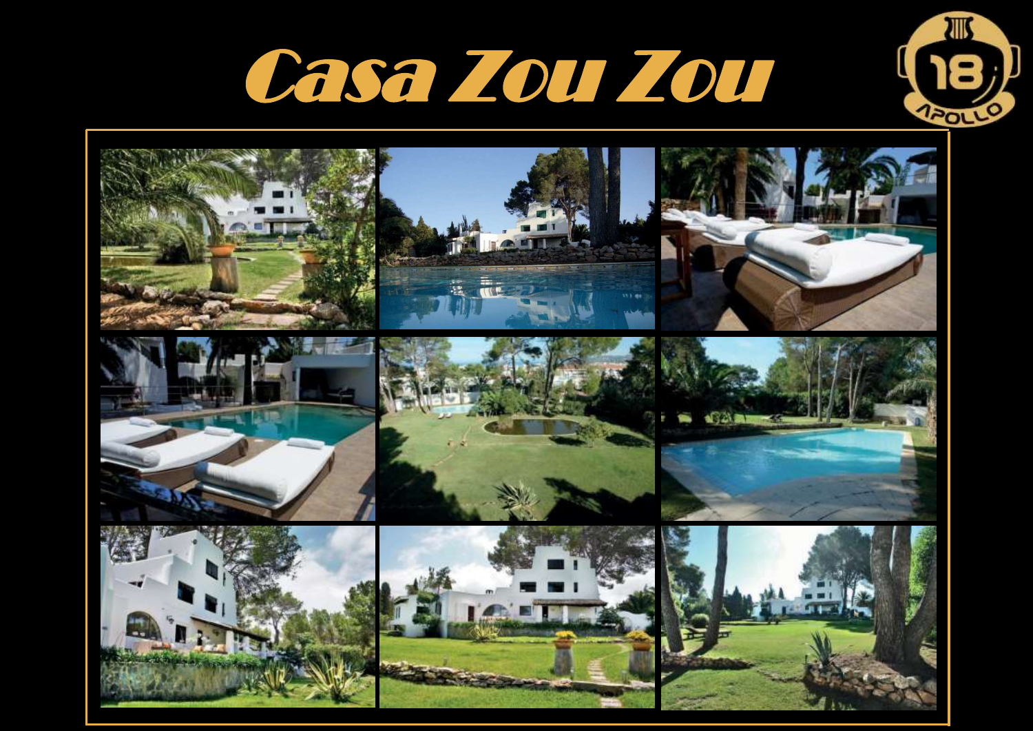# Casa Zou Zou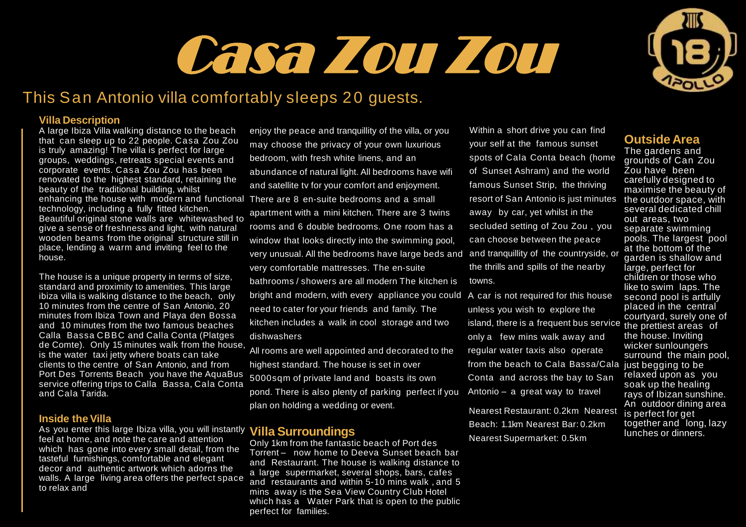# Casa Zou Zou

## This San Antonio villa comfortably sleeps 20 guests.

### Villa Description

A large Ibiza Villa walking distance to the beach that can sleep up to 22 people. Casa Zou Zou is truly amazing! The villa is perfect for large groups, weddings, retreats special events and corporate events. Casa Zou Zou has been renovated to the highest standard, retaining the beauty of the traditional building, whilst enhancing the house with modern and functional technology, including a fully fitted kitchen. Beautiful original stone walls are whitewashed to give a sense of freshness and light, with natural wooden beams from the original structure still in place, lending a warm and inviting feel to the house.

The house is a unique property in terms of size, standard and proximity to amenities. This large ibiza villa is walking distance to the beach, only 10 minutes from the centre of San Antonio, 20 minutes from Ibiza Town and Playa den Bossa and 10 minutes from the two famous beaches Calla Bassa CBBC and Calla Conta (Platges de Comte). Only 15 minutes walk from the house, is the water taxi jetty where boats can take clients to the centre of San Antonio, and from Port Des Torrents Beach you have the AquaBus service offering trips to Calla Bassa, Cala Conta and Cala Tarida.

### Inside the Villa

As you enter this large Ibiza villa, you will instantly feel at home, and note the care and attention which has gone into every small detail, from the tasteful furnishings, comfortable and elegant decor and authentic artwork which adorns the walls. A large living area offers the perfect space to relax and enjoy the peace and tranquillity of the villa, or you may choose the privacy of your own luxurious bedroom, with fresh white linens, and an abundance of natural light. All bedrooms have wifi and satellite tv for your comfort and enjoyment. There are 8 en-suite bedrooms and a small apartment with a mini kitchen. There are 3 twins rooms and 6 double bedrooms. One room has a window that looks directly into the swimming pool, very unusual. All the bedrooms have large beds and very comfortable mattresses. The en-suite bathrooms / showers are all modern The kitchen is bright and modern, with every appliance you could need to cater for your friends and family. The kitchen includes a walk in cool storage and two dishwashers

All rooms are well appointed and decorated to the highest standard. The house is set in over 5000sqm of private land and boasts its own pond. There is also plenty of parking perfect if you plan on holding a wedding or event.

### Villa Surroundings

Only 1km from the fantastic beach of Port des Torrent – now home to Deeva Sunset beach bar and Restaurant. The house is walking distance to a large supermarket, several shops, bars, cafes and restaurants and within 5-10 mins walk , and 5 mins away is the Sea View Country Club Hotel which has a Water Park that is open to the public perfect for families.

Within a short drive you can find your self at the famous sunset spots of Cala Conta beach (home of Sunset Ashram) and the world famous Sunset Strip, the thriving resort of San Antonio is just minutes away by car, yet whilst in the secluded setting of Zou Zou , you can choose between the peace and tranquillity of the countryside, or the thrills and spills of the nearby towns.

A car is not required for this house unless you wish to explore the island, there is a frequent bus service only a few mins walk away and regular water taxis also operate from the beach to Cala Bassa/Cala Conta and across the bay to San Antonio – a great way to travel

Nearest Restaurant: 0.2km Nearest Beach: 1.1km Nearest Bar: 0.2km Nearest Supermarket: 0.5km

### Outside Area

The gardens and grounds of Can Zou Zou have been carefully designed to maximise the beauty of the outdoor space, with several dedicated chill out areas, two separate swimming pools. The largest pool at the bottom of the garden is shallow and large, perfect for children or those who like to swim laps. The second pool is artfully placed in the central courtyard, surely one of the prettiest areas of the house. Inviting wicker sunloungers surround the main pool, just begging to be relaxed upon as you soak up the healing rays of Ibizan sunshine. An outdoor dining area is perfect for get together and long, lazy lunches or dinners.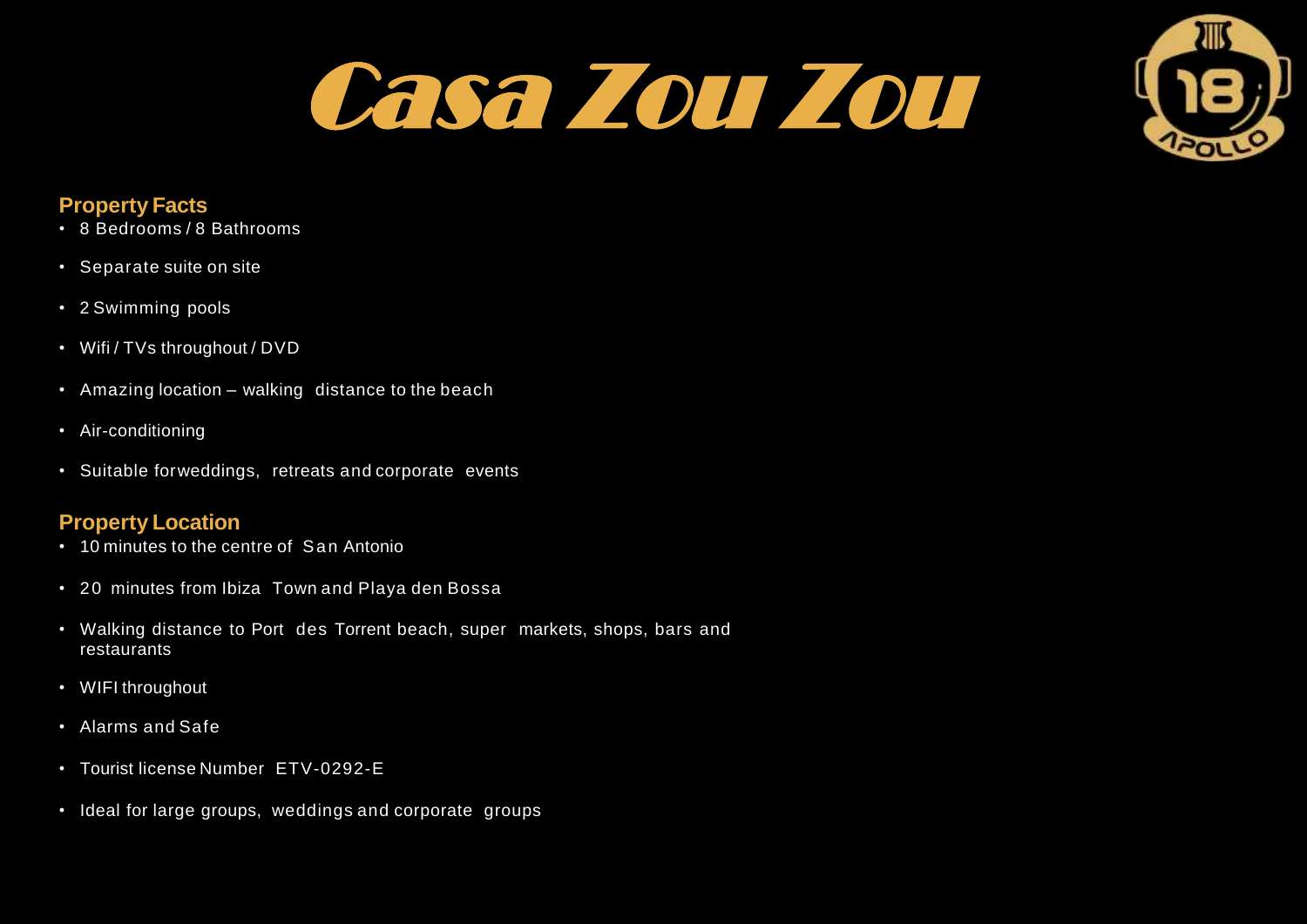# Casa Zou Zou

## Property Facts

- 8 Bedrooms / 8 Bathrooms
- Separate suite on site
- 2 Swimming pools
- Wifi / TVs throughout / DVD
- Amazing location – walking distance to the beach
- Air-conditioning
- Suitable forweddings, retreats and corporate events

## Property Location

- 10 minutes to the centre of San Antonio
- 20 minutes from Ibiza Town and Playa den Bossa
- Walking distance to Port des Torrent beach, super markets, shops, bars and restaurants
- WIFI throughout
- Alarms and Safe
- Tourist license Number ETV-0292-E
- Ideal for large groups, weddings and corporate groups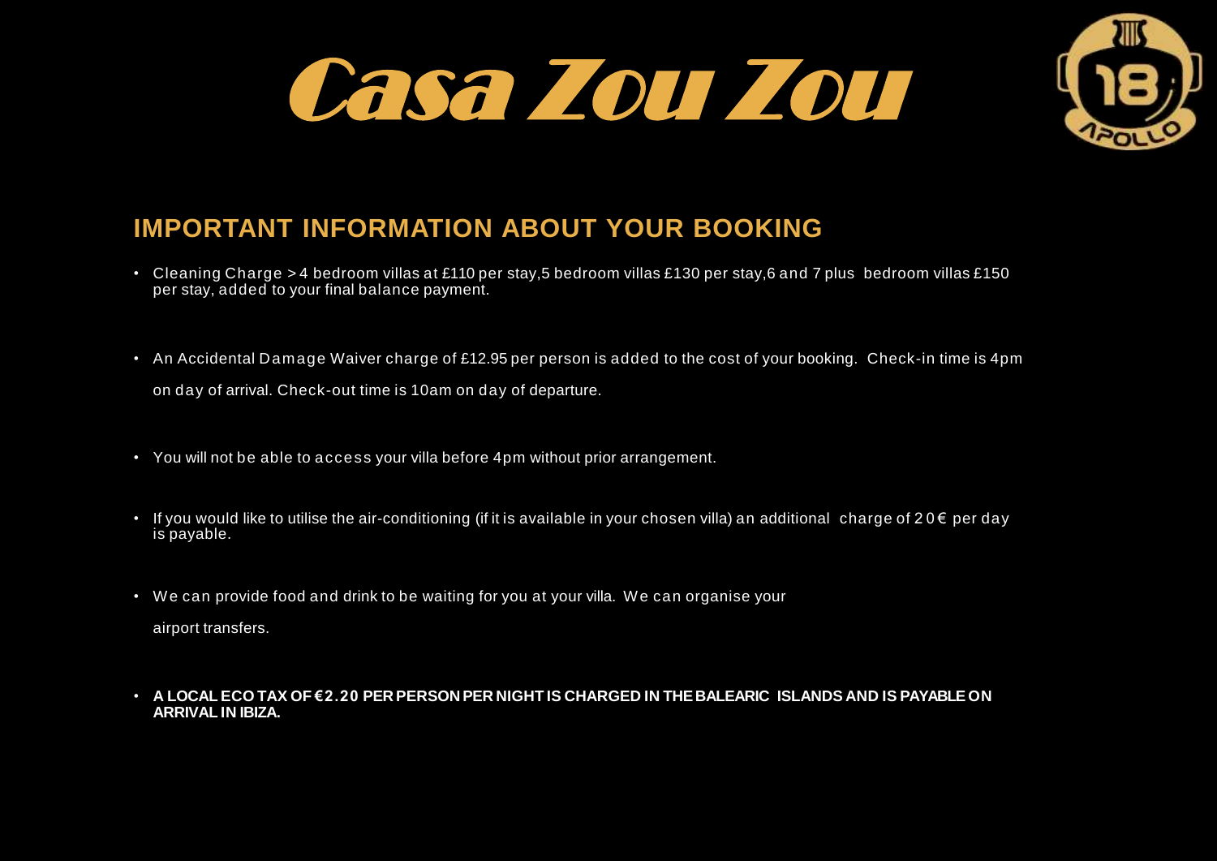# Casa Zou Zou

## IMPORTANT INFORMATION ABOUT YOUR BOOKING

- Cleaning Charge > 4 bedroom villas at £110 per stay,5 bedroom villas £130 per stay,6 and 7 plus bedroom villas £150 per stay, added to your final balance payment.

- An Accidental Damage Waiver charge of £12.95 per person is added to the cost of your booking. Check-in time is 4pm on day of arrival. Check-out time is 10am on day of departure.

- You will not be able to access your villa before 4pm without prior arrangement.

- If you would like to utilise the air-conditioning (if it is available in your chosen villa) an additional charge of 20€ per day is payable.

- We can provide food and drink to be waiting for you at your villa. We can organise your airport transfers.

- **A LOCAL ECO TAX OF €2.20 PER PERSON PER NIGHT IS CHARGED IN THE BALEARIC ISLANDS AND IS PAYABLE ON ARRIVAL IN IBIZA.**